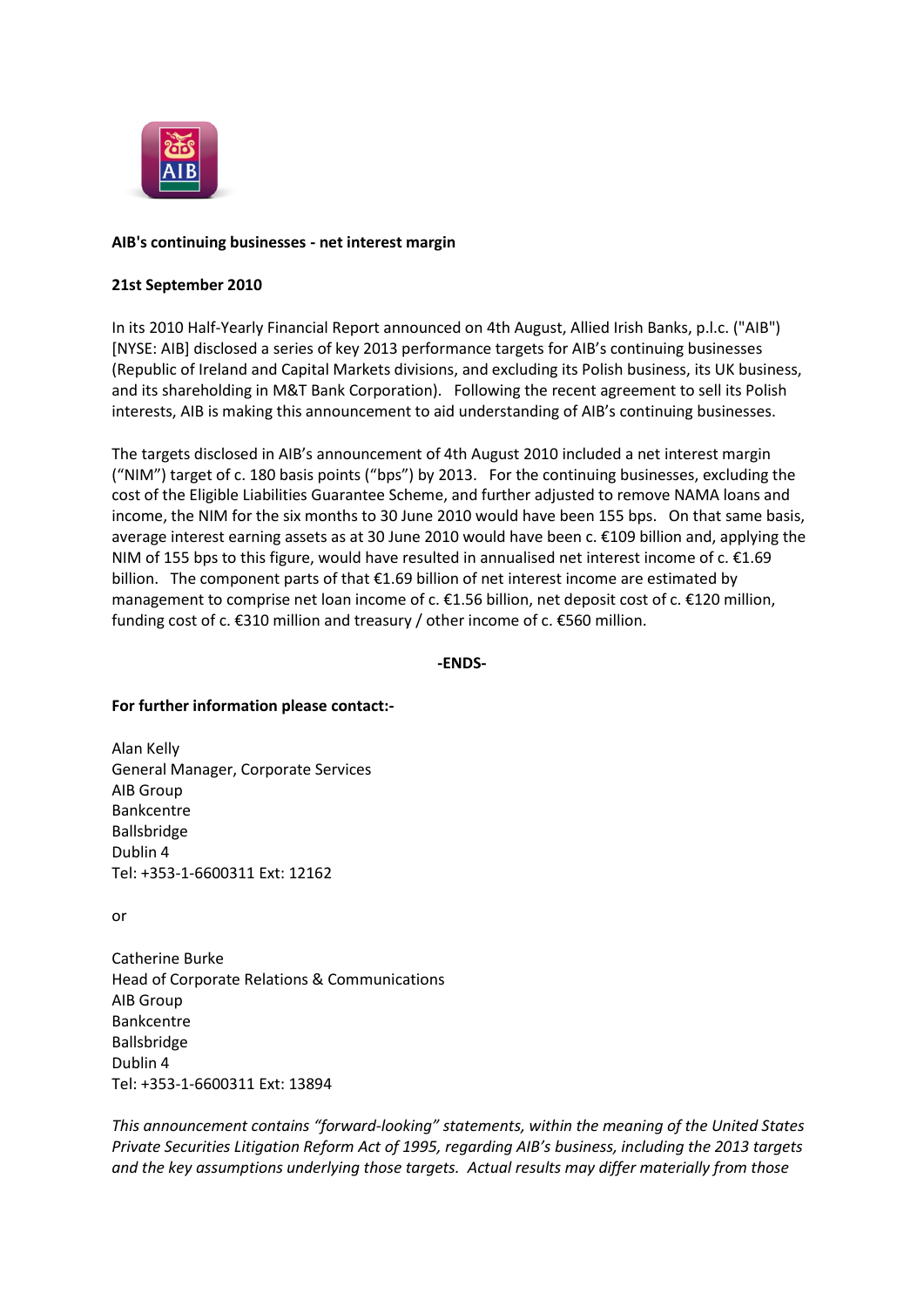**AIB's continuing businesses - net interest margin**

**21st September 2010**

In its 2010 Half-Yearly Financial Report announced on 4th August, Allied Irish Banks, p.l.c. ("AIB") [NYSE: AIB] disclosed a series of key 2013 performance targets for AIB's continuing businesses (Republic of Ireland and Capital Markets divisions, and excluding its Polish business, its UK business, and its shareholding in M&T Bank Corporation). Following the recent agreement to sell its Polish interests, AIB is making this announcement to aid understanding of AIB's continuing businesses.

The targets disclosed in AIB's announcement of 4th August 2010 included a net interest margin ("NIM") target of c. 180 basis points ("bps") by 2013. For the continuing businesses, excluding the cost of the Eligible Liabilities Guarantee Scheme, and further adjusted to remove NAMA loans and income, the NIM for the six months to 30 June 2010 would have been 155 bps. On that same basis, average interest earning assets as at 30 June 2010 would have been c. €109 billion and, applying the NIM of 155 bps to this figure, would have resulted in annualised net interest income of c. €1.69 billion. The component parts of that €1.69 billion of net interest income are estimated by management to comprise net loan income of c. €1.56 billion, net deposit cost of c. €120 million, funding cost of c. €310 million and treasury / other income of c. €560 million.

**-ENDS-**

**For further information please contact:-**

Alan Kelly
General Manager, Corporate Services
AIB Group
Bankcentre
Ballsbridge
Dublin 4
Tel: +353-1-6600311 Ext: 12162

or

Catherine Burke
Head of Corporate Relations & Communications
AIB Group
Bankcentre
Ballsbridge
Dublin 4
Tel: +353-1-6600311 Ext: 13894

*This announcement contains "forward-looking" statements, within the meaning of the United States Private Securities Litigation Reform Act of 1995, regarding AIB's business, including the 2013 targets and the key assumptions underlying those targets. Actual results may differ materially from those*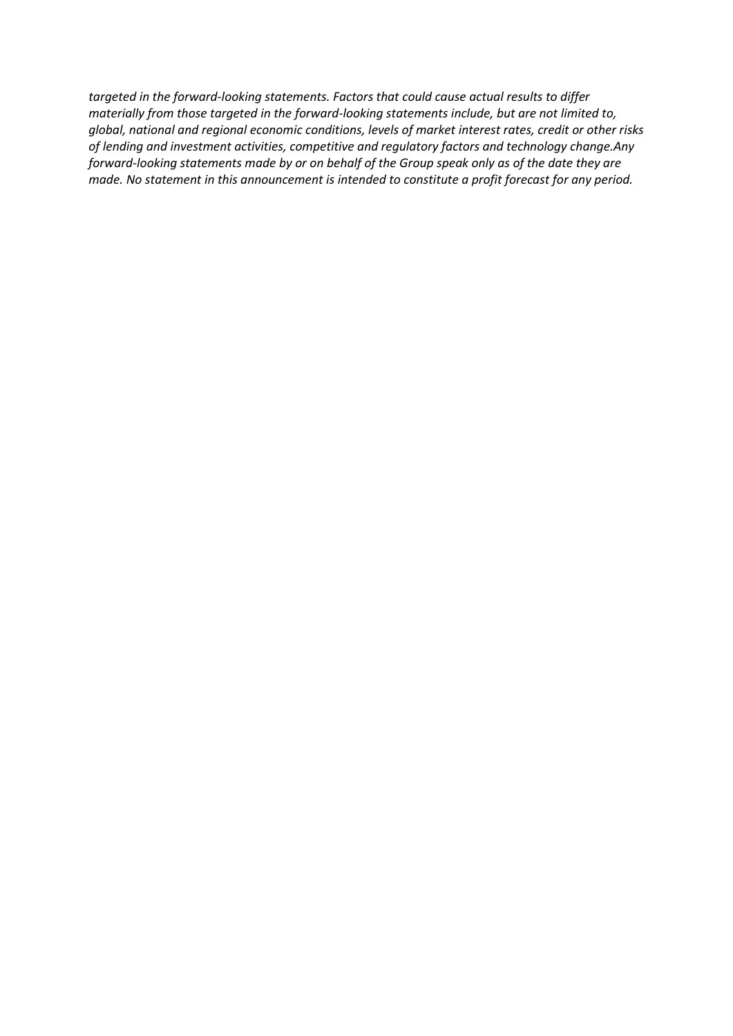*targeted in the forward-looking statements. Factors that could cause actual results to differ materially from those targeted in the forward-looking statements include, but are not limited to, global, national and regional economic conditions, levels of market interest rates, credit or other risks of lending and investment activities, competitive and regulatory factors and technology change.Any forward-looking statements made by or on behalf of the Group speak only as of the date they are made. No statement in this announcement is intended to constitute a profit forecast for any period.*